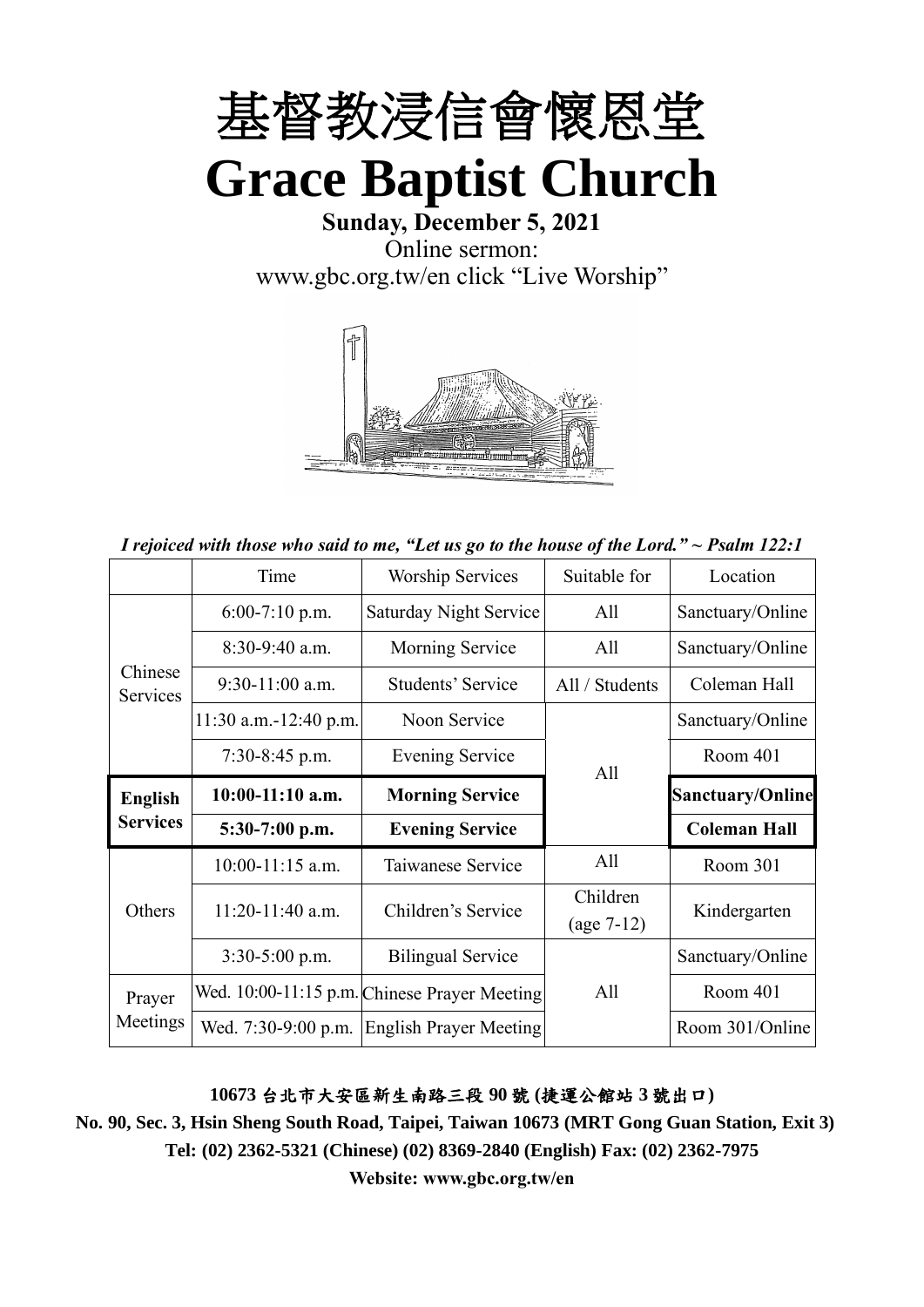# 基督教浸信會懷恩堂

# Grace Baptist Church

**Sunday, December 5, 2021**

Online sermon:
www.gbc.org.tw/en click "Live Worship"

*I rejoiced with those who said to me, "Let us go to the house of the Lord." ~ Psalm 122:1*

| | Time | Worship Services | Suitable for | Location |
|---|---|---|---|---|
| Chinese Services | 6:00-7:10 p.m. | Saturday Night Service | All | Sanctuary/Online |
| | 8:30-9:40 a.m. | Morning Service | All | Sanctuary/Online |
| | 9:30-11:00 a.m. | Students' Service | All / Students | Coleman Hall |
| | 11:30 a.m.-12:40 p.m. | Noon Service | All | Sanctuary/Online |
| | 7:30-8:45 p.m. | Evening Service | | Room 401 |
| **English Services** | **10:00-11:10 a.m.** | **Morning Service** | | **Sanctuary/Online** |
| | **5:30-7:00 p.m.** | **Evening Service** | | **Coleman Hall** |
| Others | 10:00-11:15 a.m. | Taiwanese Service | All | Room 301 |
| | 11:20-11:40 a.m. | Children's Service | Children (age 7-12) | Kindergarten |
| | 3:30-5:00 p.m. | Bilingual Service | All | Sanctuary/Online |
| Prayer Meetings | Wed. 10:00-11:15 p.m. | Chinese Prayer Meeting | | Room 401 |
| | Wed. 7:30-9:00 p.m. | English Prayer Meeting | | Room 301/Online |

**10673 台北市大安區新生南路三段 90 號 (捷運公館站 3 號出口)**

**No. 90, Sec. 3, Hsin Sheng South Road, Taipei, Taiwan 10673 (MRT Gong Guan Station, Exit 3)**

**Tel: (02) 2362-5321 (Chinese) (02) 8369-2840 (English) Fax: (02) 2362-7975**

**Website: www.gbc.org.tw/en**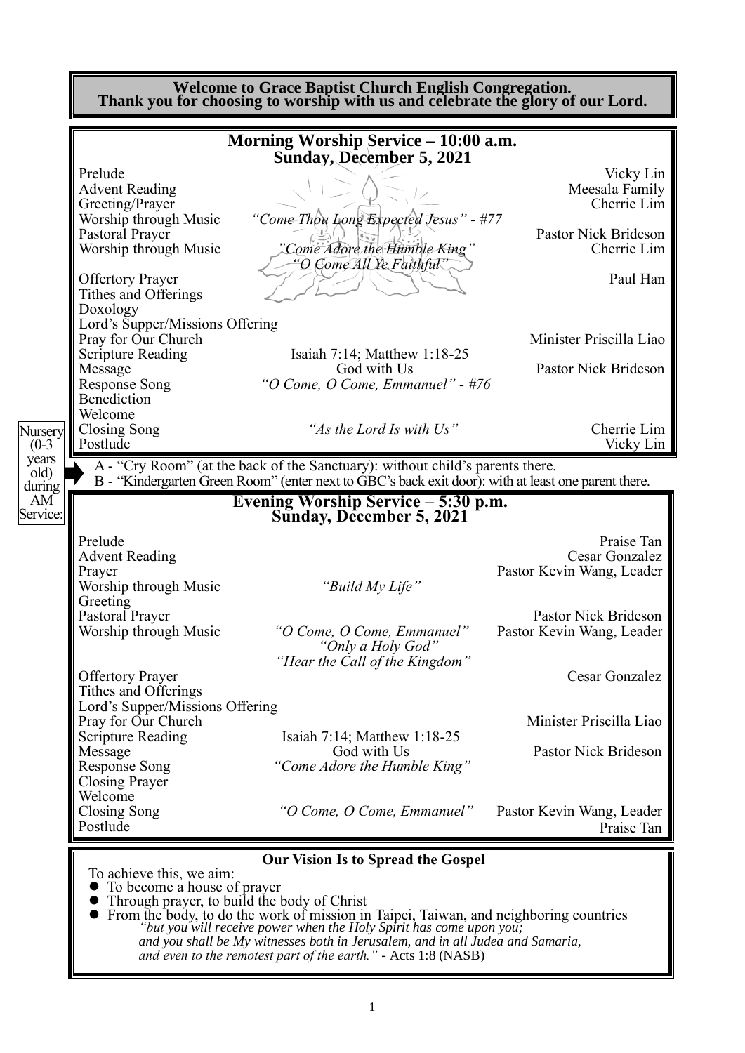**Welcome to Grace Baptist Church English Congregation.**
**Thank you for choosing to worship with us and celebrate the glory of our Lord.**

## Morning Worship Service – 10:00 a.m.
### Sunday, December 5, 2021

| | | |
|---|---|---|
| Prelude | | Vicky Lin |
| Advent Reading | | Meesala Family |
| Greeting/Prayer | | Cherrie Lim |
| Worship through Music | *"Come Thou Long Expected Jesus" - #77* | |
| Pastoral Prayer | | Pastor Nick Brideson |
| Worship through Music | *"Come Adore the Humble King"* *"O Come All Ye Faithful"* | Cherrie Lim |
| Offertory Prayer | | Paul Han |
| Tithes and Offerings | | |
| Doxology | | |
| Lord's Supper/Missions Offering | | |
| Pray for Our Church | | Minister Priscilla Liao |
| Scripture Reading | Isaiah 7:14; Matthew 1:18-25 | |
| Message | God with Us | Pastor Nick Brideson |
| Response Song | *"O Come, O Come, Emmanuel" - #76* | |
| Benediction | | |
| Welcome | | |
| Closing Song | *"As the Lord Is with Us"* | Cherrie Lim |
| Postlude | | Vicky Lin |

Nursery (0-3 years old) during AM Service:

A - "Cry Room" (at the back of the Sanctuary): without child's parents there.
B - "Kindergarten Green Room" (enter next to GBC's back exit door): with at least one parent there.

## Evening Worship Service – 5:30 p.m.
### Sunday, December 5, 2021

| | | |
|---|---|---|
| Prelude | | Praise Tan |
| Advent Reading | | Cesar Gonzalez |
| Prayer | | Pastor Kevin Wang, Leader |
| Worship through Music | *"Build My Life"* | |
| Greeting | | |
| Pastoral Prayer | | Pastor Nick Brideson |
| Worship through Music | *"O Come, O Come, Emmanuel"* *"Only a Holy God"* *"Hear the Call of the Kingdom"* | Pastor Kevin Wang, Leader |
| Offertory Prayer | | Cesar Gonzalez |
| Tithes and Offerings | | |
| Lord's Supper/Missions Offering | | |
| Pray for Our Church | | Minister Priscilla Liao |
| Scripture Reading | Isaiah 7:14; Matthew 1:18-25 | |
| Message | God with Us | Pastor Nick Brideson |
| Response Song | *"Come Adore the Humble King"* | |
| Closing Prayer | | |
| Welcome | | |
| Closing Song | *"O Come, O Come, Emmanuel"* | Pastor Kevin Wang, Leader |
| Postlude | | Praise Tan |

**Our Vision Is to Spread the Gospel**

To achieve this, we aim:

- To become a house of prayer
- Through prayer, to build the body of Christ
- From the body, to do the work of mission in Taipei, Taiwan, and neighboring countries

*"but you will receive power when the Holy Spirit has come upon you; and you shall be My witnesses both in Jerusalem, and in all Judea and Samaria, and even to the remotest part of the earth."* - Acts 1:8 (NASB)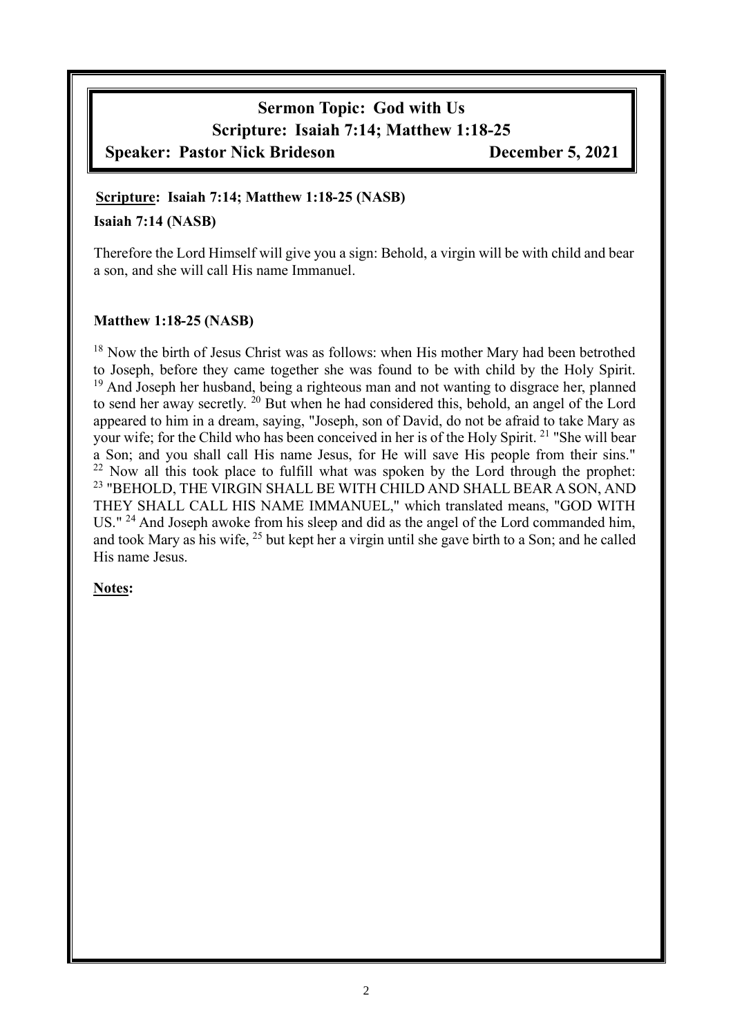**Sermon Topic: God with Us**

**Scripture: Isaiah 7:14; Matthew 1:18-25**

**Speaker: Pastor Nick Brideson** **December 5, 2021**

**Scripture: Isaiah 7:14; Matthew 1:18-25 (NASB)**

**Isaiah 7:14 (NASB)**

Therefore the Lord Himself will give you a sign: Behold, a virgin will be with child and bear a son, and she will call His name Immanuel.

**Matthew 1:18-25 (NASB)**

[18] Now the birth of Jesus Christ was as follows: when His mother Mary had been betrothed to Joseph, before they came together she was found to be with child by the Holy Spirit. [19] And Joseph her husband, being a righteous man and not wanting to disgrace her, planned to send her away secretly. [20] But when he had considered this, behold, an angel of the Lord appeared to him in a dream, saying, "Joseph, son of David, do not be afraid to take Mary as your wife; for the Child who has been conceived in her is of the Holy Spirit. [21] "She will bear a Son; and you shall call His name Jesus, for He will save His people from their sins." [22] Now all this took place to fulfill what was spoken by the Lord through the prophet: [23] "BEHOLD, THE VIRGIN SHALL BE WITH CHILD AND SHALL BEAR A SON, AND THEY SHALL CALL HIS NAME IMMANUEL," which translated means, "GOD WITH US." [24] And Joseph awoke from his sleep and did as the angel of the Lord commanded him, and took Mary as his wife, [25] but kept her a virgin until she gave birth to a Son; and he called His name Jesus.

**Notes:**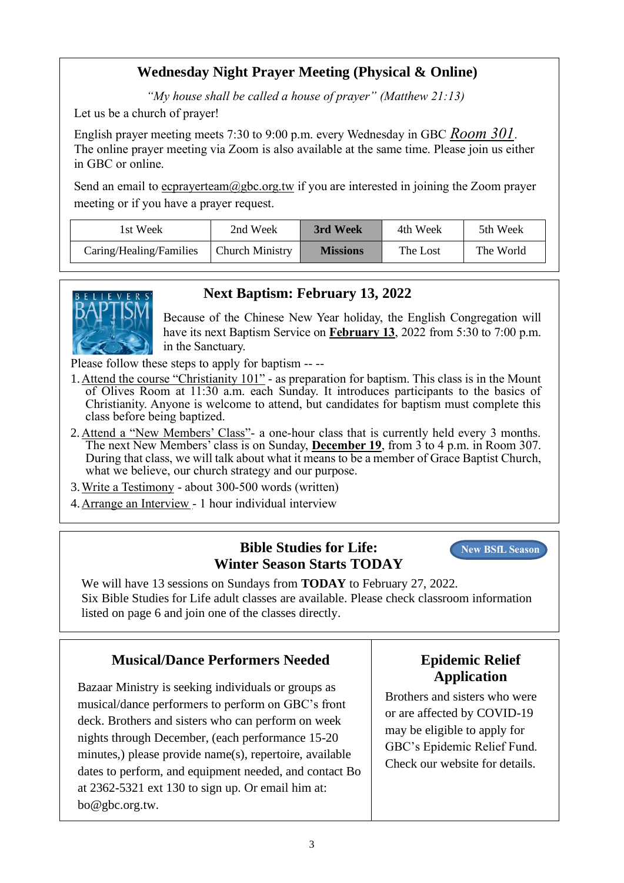## Wednesday Night Prayer Meeting (Physical & Online)

*"My house shall be called a house of prayer" (Matthew 21:13)*

Let us be a church of prayer!

English prayer meeting meets 7:30 to 9:00 p.m. every Wednesday in GBC *Room 301*. The online prayer meeting via Zoom is also available at the same time. Please join us either in GBC or online.

Send an email to ecprayerteam@gbc.org.tw if you are interested in joining the Zoom prayer meeting or if you have a prayer request.

| 1st Week | 2nd Week | **3rd Week** | 4th Week | 5th Week |
|---|---|---|---|---|
| Caring/Healing/Families | Church Ministry | **Missions** | The Lost | The World |

## Next Baptism: February 13, 2022

BELIEVERS' BAPTISM

Because of the Chinese New Year holiday, the English Congregation will have its next Baptism Service on **February 13**, 2022 from 5:30 to 7:00 p.m. in the Sanctuary.

Please follow these steps to apply for baptism -- --

1. Attend the course "Christianity 101" - as preparation for baptism. This class is in the Mount of Olives Room at 11:30 a.m. each Sunday. It introduces participants to the basics of Christianity. Anyone is welcome to attend, but candidates for baptism must complete this class before being baptized.
2. Attend a "New Members' Class"- a one-hour class that is currently held every 3 months. The next New Members' class is on Sunday, **December 19**, from 3 to 4 p.m. in Room 307. During that class, we will talk about what it means to be a member of Grace Baptist Church, what we believe, our church strategy and our purpose.
3. Write a Testimony - about 300-500 words (written)
4. Arrange an Interview - 1 hour individual interview

## Bible Studies for Life: Winter Season Starts TODAY

New BSfL Season

We will have 13 sessions on Sundays from **TODAY** to February 27, 2022.
Six Bible Studies for Life adult classes are available. Please check classroom information listed on page 6 and join one of the classes directly.

## Musical/Dance Performers Needed

Bazaar Ministry is seeking individuals or groups as musical/dance performers to perform on GBC's front deck. Brothers and sisters who can perform on week nights through December, (each performance 15-20 minutes,) please provide name(s), repertoire, available dates to perform, and equipment needed, and contact Bo at 2362-5321 ext 130 to sign up. Or email him at: bo@gbc.org.tw.

## Epidemic Relief Application

Brothers and sisters who were or are affected by COVID-19 may be eligible to apply for GBC's Epidemic Relief Fund. Check our website for details.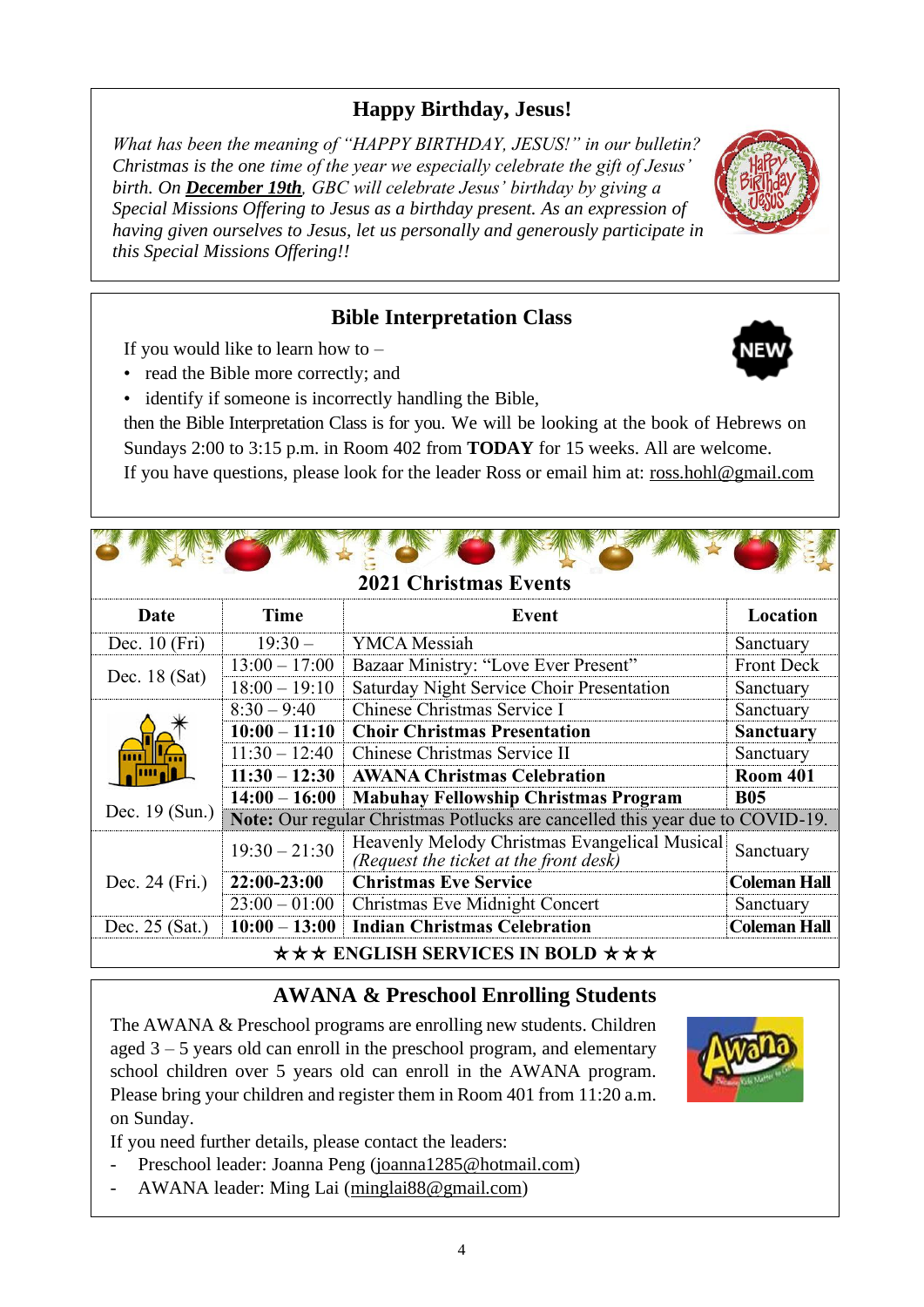## Happy Birthday, Jesus!

*What has been the meaning of "HAPPY BIRTHDAY, JESUS!" in our bulletin? Christmas is the one time of the year we especially celebrate the gift of Jesus' birth. On* ***December 19th****, GBC will celebrate Jesus' birthday by giving a Special Missions Offering to Jesus as a birthday present. As an expression of having given ourselves to Jesus, let us personally and generously participate in this Special Missions Offering!!*

## Bible Interpretation Class

If you would like to learn how to –

- read the Bible more correctly; and
- identify if someone is incorrectly handling the Bible,

then the Bible Interpretation Class is for you. We will be looking at the book of Hebrews on Sundays 2:00 to 3:15 p.m. in Room 402 from **TODAY** for 15 weeks. All are welcome.
If you have questions, please look for the leader Ross or email him at: ross.hohl@gmail.com

## 2021 Christmas Events

| Date | Time | Event | Location |
|---|---|---|---|
| Dec. 10 (Fri) | 19:30 – | YMCA Messiah | Sanctuary |
| Dec. 18 (Sat) | 13:00 – 17:00 | Bazaar Ministry: "Love Ever Present" | Front Deck |
| | 18:00 – 19:10 | Saturday Night Service Choir Presentation | Sanctuary |
| Dec. 19 (Sun.) | 8:30 – 9:40 | Chinese Christmas Service I | Sanctuary |
| | **10:00 – 11:10** | **Choir Christmas Presentation** | **Sanctuary** |
| | 11:30 – 12:40 | Chinese Christmas Service II | Sanctuary |
| | **11:30 – 12:30** | **AWANA Christmas Celebration** | **Room 401** |
| | **14:00 – 16:00** | **Mabuhay Fellowship Christmas Program** | **B05** |
| | **Note:** Our regular Christmas Potlucks are cancelled this year due to COVID-19. | | |
| Dec. 24 (Fri.) | 19:30 – 21:30 | Heavenly Melody Christmas Evangelical Musical *(Request the ticket at the front desk)* | Sanctuary |
| | **22:00-23:00** | **Christmas Eve Service** | **Coleman Hall** |
| | 23:00 – 01:00 | Christmas Eve Midnight Concert | Sanctuary |
| Dec. 25 (Sat.) | **10:00 – 13:00** | **Indian Christmas Celebration** | **Coleman Hall** |

★★★ **ENGLISH SERVICES IN BOLD** ★★★

## AWANA & Preschool Enrolling Students

The AWANA & Preschool programs are enrolling new students. Children aged 3 – 5 years old can enroll in the preschool program, and elementary school children over 5 years old can enroll in the AWANA program. Please bring your children and register them in Room 401 from 11:20 a.m. on Sunday.

If you need further details, please contact the leaders:

- Preschool leader: Joanna Peng (joanna1285@hotmail.com)
- AWANA leader: Ming Lai (minglai88@gmail.com)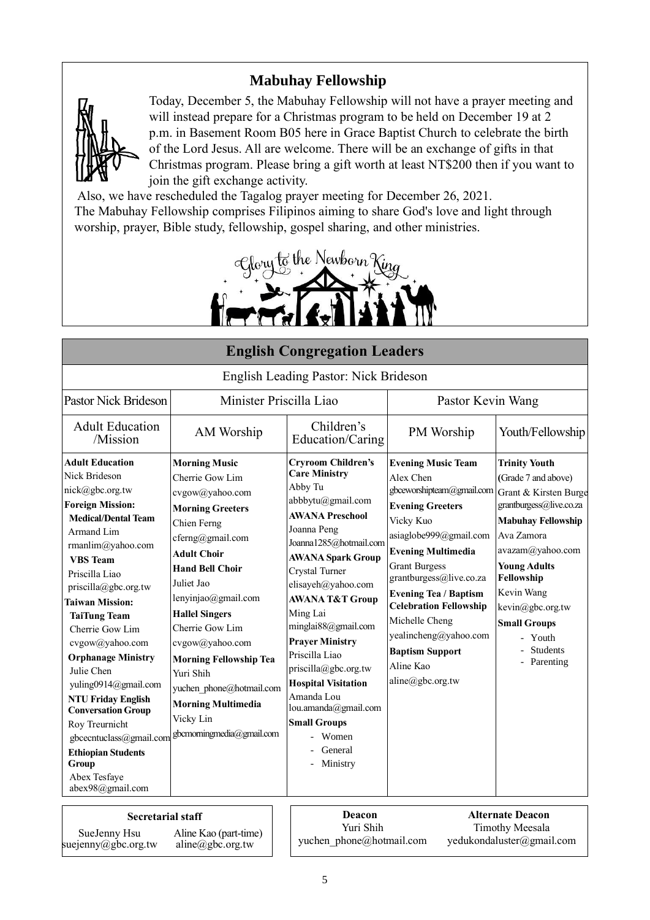## Mabuhay Fellowship

Today, December 5, the Mabuhay Fellowship will not have a prayer meeting and will instead prepare for a Christmas program to be held on December 19 at 2 p.m. in Basement Room B05 here in Grace Baptist Church to celebrate the birth of the Lord Jesus. All are welcome. There will be an exchange of gifts in that Christmas program. Please bring a gift worth at least NT$200 then if you want to join the gift exchange activity.

Also, we have rescheduled the Tagalog prayer meeting for December 26, 2021.

The Mabuhay Fellowship comprises Filipinos aiming to share God's love and light through worship, prayer, Bible study, fellowship, gospel sharing, and other ministries.

Glory to the Newborn King

## English Congregation Leaders

English Leading Pastor: Nick Brideson

| Pastor Nick Brideson | Minister Priscilla Liao | | Pastor Kevin Wang | |
|---|---|---|---|---|
| Adult Education /Mission | AM Worship | Children's Education/Caring | PM Worship | Youth/Fellowship |
| **Adult Education**<br>Nick Brideson<br>nick@gbc.org.tw<br>**Foreign Mission:**<br>**Medical/Dental Team**<br>Armand Lim<br>rmanlim@yahoo.com<br>**VBS Team**<br>Priscilla Liao<br>priscilla@gbc.org.tw<br>**Taiwan Mission:**<br>**TaiTung Team**<br>Cherrie Gow Lim<br>cvgow@yahoo.com<br>**Orphanage Ministry**<br>Julie Chen<br>yuling0914@gmail.com<br>**NTU Friday English Conversation Group**<br>Roy Treurnicht<br>gbcecntuclass@gmail.com<br>**Ethiopian Students Group**<br>Abex Tesfaye<br>abex98@gmail.com | **Morning Music**<br>Cherrie Gow Lim<br>cvgow@yahoo.com<br>**Morning Greeters**<br>Chien Ferng<br>cferng@gmail.com<br>**Adult Choir**<br>**Hand Bell Choir**<br>Juliet Jao<br>lenyinjao@gmail.com<br>**Hallel Singers**<br>Cherrie Gow Lim<br>cvgow@yahoo.com<br>**Morning Fellowship Tea**<br>Yuri Shih<br>yuchen_phone@hotmail.com<br>**Morning Multimedia**<br>Vicky Lin<br>gbcmorningmedia@gmail.com | **Cryroom Children's Care Ministry**<br>Abby Tu<br>abbbytu@gmail.com<br>**AWANA Preschool**<br>Joanna Peng<br>Joanna1285@hotmail.com<br>**AWANA Spark Group**<br>Crystal Turner<br>elisayeh@yahoo.com<br>**AWANA T&T Group**<br>Ming Lai<br>minglai88@gmail.com<br>**Prayer Ministry**<br>Priscilla Liao<br>priscilla@gbc.org.tw<br>**Hospital Visitation**<br>Amanda Lou<br>lou.amanda@gmail.com<br>**Small Groups**<br>- Women<br>- General<br>- Ministry | **Evening Music Team**<br>Alex Chen<br>gbceworshipteam@gmail.com<br>**Evening Greeters**<br>Vicky Kuo<br>asiaglobe999@gmail.com<br>**Evening Multimedia**<br>Grant Burgess<br>grantburgess@live.co.za<br>**Evening Tea / Baptism Celebration Fellowship**<br>Michelle Cheng<br>yealincheng@yahoo.com<br>**Baptism Support**<br>Aline Kao<br>aline@gbc.org.tw | **Trinity Youth** (Grade 7 and above)<br>Grant & Kirsten Burge<br>grantburgess@live.co.za<br>**Mabuhay Fellowship**<br>Ava Zamora<br>avazam@yahoo.com<br>**Young Adults Fellowship**<br>Kevin Wang<br>kevin@gbc.org.tw<br>**Small Groups**<br>- Youth<br>- Students<br>- Parenting |

**Secretarial staff**

| SueJenny Hsu | Aline Kao (part-time) |
|---|---|
| suejenny@gbc.org.tw | aline@gbc.org.tw |

| **Deacon** | **Alternate Deacon** |
|---|---|
| Yuri Shih | Timothy Meesala |
| yuchen_phone@hotmail.com | yedukondaluster@gmail.com |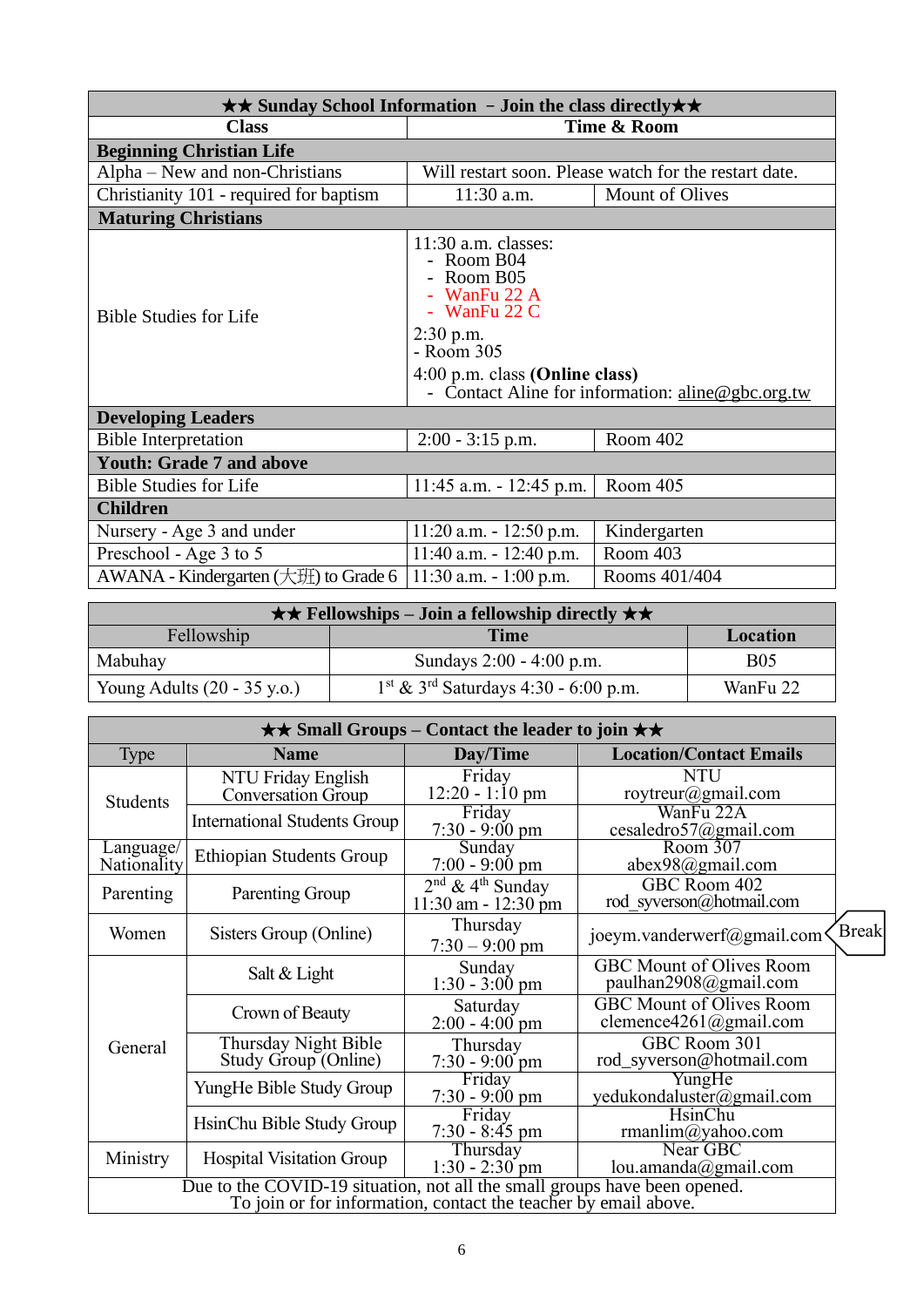| ★★ Sunday School Information – Join the class directly★★ | | |
|---|---|---|
| **Class** | **Time & Room** | |
| **Beginning Christian Life** | | |
| Alpha – New and non-Christians | Will restart soon. Please watch for the restart date. | |
| Christianity 101 - required for baptism | 11:30 a.m. | Mount of Olives |
| **Maturing Christians** | | |
| Bible Studies for Life | 11:30 a.m. classes:<br>- Room B04<br>- Room B05<br>- WanFu 22 A<br>- WanFu 22 C<br>2:30 p.m.<br>- Room 305<br>4:00 p.m. class **(Online class)**<br>- Contact Aline for information: aline@gbc.org.tw | |
| **Developing Leaders** | | |
| Bible Interpretation | 2:00 - 3:15 p.m. | Room 402 |
| **Youth: Grade 7 and above** | | |
| Bible Studies for Life | 11:45 a.m. - 12:45 p.m. | Room 405 |
| **Children** | | |
| Nursery - Age 3 and under | 11:20 a.m. - 12:50 p.m. | Kindergarten |
| Preschool - Age 3 to 5 | 11:40 a.m. - 12:40 p.m. | Room 403 |
| AWANA - Kindergarten (大班) to Grade 6 | 11:30 a.m. - 1:00 p.m. | Rooms 401/404 |

| ★★ Fellowships – Join a fellowship directly ★★ | | |
|---|---|---|
| Fellowship | **Time** | **Location** |
| Mabuhay | Sundays 2:00 - 4:00 p.m. | B05 |
| Young Adults (20 - 35 y.o.) | 1st & 3rd Saturdays 4:30 - 6:00 p.m. | WanFu 22 |

| ★★ Small Groups – Contact the leader to join ★★ | | | |
|---|---|---|---|
| Type | **Name** | **Day/Time** | **Location/Contact Emails** |
| Students | NTU Friday English Conversation Group | Friday<br>12:20 - 1:10 pm | NTU<br>roytreur@gmail.com |
| | International Students Group | Friday<br>7:30 - 9:00 pm | WanFu 22A<br>cesaledro57@gmail.com |
| Language/ Nationality | Ethiopian Students Group | Sunday<br>7:00 - 9:00 pm | Room 307<br>abex98@gmail.com |
| Parenting | Parenting Group | 2nd & 4th Sunday<br>11:30 am - 12:30 pm | GBC Room 402<br>rod_syverson@hotmail.com |
| Women | Sisters Group (Online) | Thursday<br>7:30 – 9:00 pm | joeym.vanderwerf@gmail.com (Break) |
| General | Salt & Light | Sunday<br>1:30 - 3:00 pm | GBC Mount of Olives Room<br>paulhan2908@gmail.com |
| | Crown of Beauty | Saturday<br>2:00 - 4:00 pm | GBC Mount of Olives Room<br>clemence4261@gmail.com |
| | Thursday Night Bible Study Group (Online) | Thursday<br>7:30 - 9:00 pm | GBC Room 301<br>rod_syverson@hotmail.com |
| | YungHe Bible Study Group | Friday<br>7:30 - 9:00 pm | YungHe<br>yedukondaluster@gmail.com |
| | HsinChu Bible Study Group | Friday<br>7:30 - 8:45 pm | HsinChu<br>rmanlim@yahoo.com |
| Ministry | Hospital Visitation Group | Thursday<br>1:30 - 2:30 pm | Near GBC<br>lou.amanda@gmail.com |
| Due to the COVID-19 situation, not all the small groups have been opened.<br>To join or for information, contact the teacher by email above. | | | |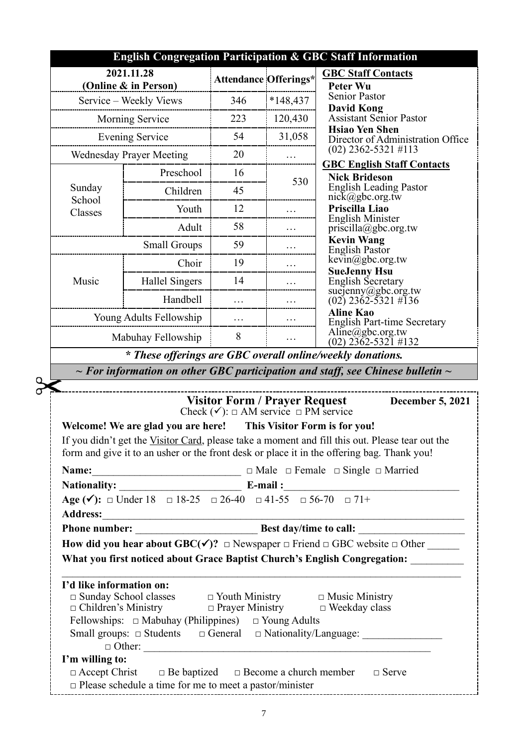## English Congregation Participation & GBC Staff Information

| 2021.11.28 (Online & in Person) | | Attendance | Offerings* |
|---|---|---|---|
| Service – Weekly Views | | 346 | *148,437 |
| Morning Service | | 223 | 120,430 |
| Evening Service | | 54 | 31,058 |
| Wednesday Prayer Meeting | | 20 | … |
| Sunday School Classes | Preschool | 16 | 530 |
| | Children | 45 | |
| | Youth | 12 | … |
| | Adult | 58 | … |
| Small Groups | | 59 | … |
| Music | Choir | 19 | … |
| | Hallel Singers | 14 | … |
| | Handbell | … | … |
| Young Adults Fellowship | | … | … |
| Mabuhay Fellowship | | 8 | … |

***These offerings are GBC overall online/weekly donations.***

**GBC Staff Contacts**

**Peter Wu**
Senior Pastor

**David Kong**
Assistant Senior Pastor

**Hsiao Yen Shen**
Director of Administration Office
(02) 2362-5321 #113

**GBC English Staff Contacts**

**Nick Brideson**
English Leading Pastor
nick@gbc.org.tw

**Priscilla Liao**
English Minister
priscilla@gbc.org.tw

**Kevin Wang**
English Pastor
kevin@gbc.org.tw

**SueJenny Hsu**
English Secretary
suejenny@gbc.org.tw
(02) 2362-5321 #136

**Aline Kao**
English Part-time Secretary
Aline@gbc.org.tw
(02) 2362-5321 #132

***~ For information on other GBC participation and staff, see Chinese bulletin ~***

---

## Visitor Form / Prayer Request

**December 5, 2021**

Check (✓): □ AM service □ PM service

**Welcome! We are glad you are here! This Visitor Form is for you!**

If you didn't get the Visitor Card, please take a moment and fill this out. Please tear out the form and give it to an usher or the front desk or place it in the offering bag. Thank you!

**Name:**____________________________ □ Male □ Female □ Single □ Married

**Nationality:** _______________________ **E-mail :**________________________________

**Age (✓):** □ Under 18 □ 18-25 □ 26-40 □ 41-55 □ 56-70 □ 71+

**Address:**_________________________________________________________________

**Phone number:** _______________________ **Best day/time to call:** ___________________

**How did you hear about GBC(✓)?** □ Newspaper □ Friend □ GBC website □ Other ______

**What you first noticed about Grace Baptist Church's English Congregation:** __________

____________________________________________________________________________

**I'd like information on:**

□ Sunday School classes □ Youth Ministry □ Music Ministry
□ Children's Ministry □ Prayer Ministry □ Weekday class

Fellowships: □ Mabuhay (Philippines) □ Young Adults

Small groups: □ Students □ General □ Nationality/Language: _______________

□ Other: ______________________________________________________

**I'm willing to:**

□ Accept Christ □ Be baptized □ Become a church member □ Serve

□ Please schedule a time for me to meet a pastor/minister